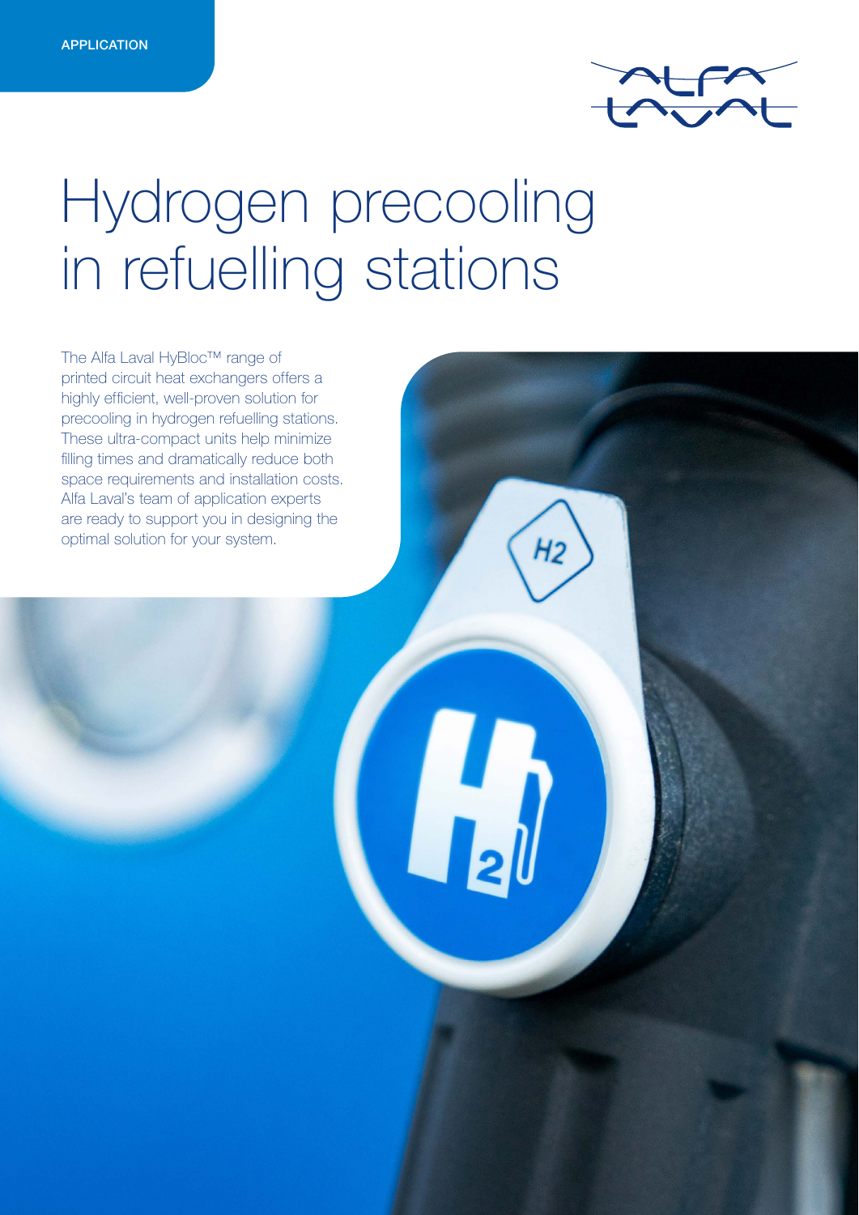APPLICATION

# Hydrogen precooling in refuelling stations

The Alfa Laval HyBloc™ range of printed circuit heat exchangers offers a highly efficient, well-proven solution for precooling in hydrogen refuelling stations. These ultra-compact units help minimize filling times and dramatically reduce both space requirements and installation costs. Alfa Laval's team of application experts are ready to support you in designing the optimal solution for your system.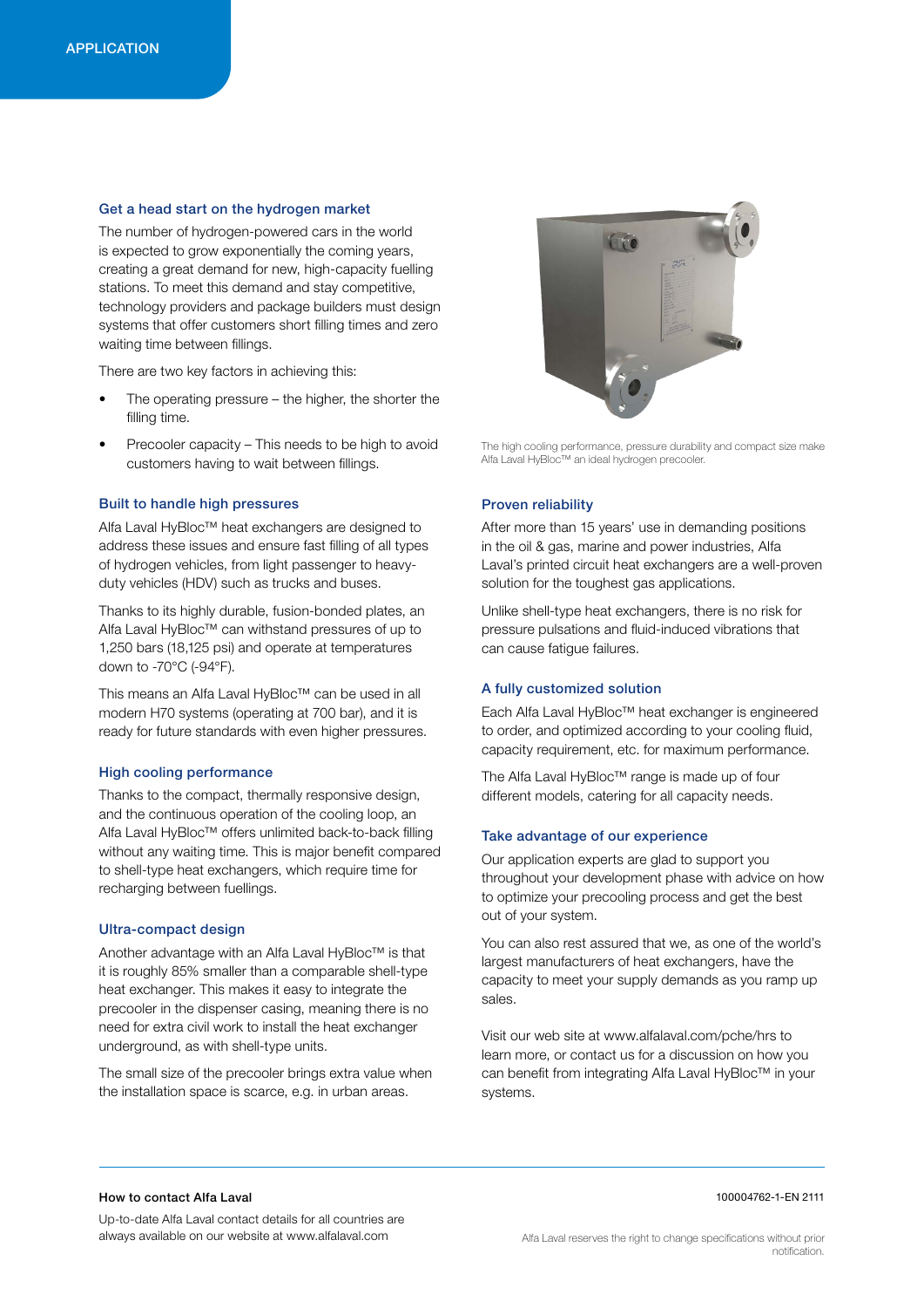APPLICATION

## Get a head start on the hydrogen market

The number of hydrogen-powered cars in the world is expected to grow exponentially the coming years, creating a great demand for new, high-capacity fuelling stations. To meet this demand and stay competitive, technology providers and package builders must design systems that offer customers short filling times and zero waiting time between fillings.

There are two key factors in achieving this:

- The operating pressure – the higher, the shorter the filling time.
- Precooler capacity – This needs to be high to avoid customers having to wait between fillings.

## Built to handle high pressures

Alfa Laval HyBloc™ heat exchangers are designed to address these issues and ensure fast filling of all types of hydrogen vehicles, from light passenger to heavy-duty vehicles (HDV) such as trucks and buses.

Thanks to its highly durable, fusion-bonded plates, an Alfa Laval HyBloc™ can withstand pressures of up to 1,250 bars (18,125 psi) and operate at temperatures down to -70°C (-94°F).

This means an Alfa Laval HyBloc™ can be used in all modern H70 systems (operating at 700 bar), and it is ready for future standards with even higher pressures.

## High cooling performance

Thanks to the compact, thermally responsive design, and the continuous operation of the cooling loop, an Alfa Laval HyBloc™ offers unlimited back-to-back filling without any waiting time. This is major benefit compared to shell-type heat exchangers, which require time for recharging between fuellings.

## Ultra-compact design

Another advantage with an Alfa Laval HyBloc™ is that it is roughly 85% smaller than a comparable shell-type heat exchanger. This makes it easy to integrate the precooler in the dispenser casing, meaning there is no need for extra civil work to install the heat exchanger underground, as with shell-type units.

The small size of the precooler brings extra value when the installation space is scarce, e.g. in urban areas.

The high cooling performance, pressure durability and compact size make Alfa Laval HyBloc™ an ideal hydrogen precooler.

## Proven reliability

After more than 15 years' use in demanding positions in the oil & gas, marine and power industries, Alfa Laval's printed circuit heat exchangers are a well-proven solution for the toughest gas applications.

Unlike shell-type heat exchangers, there is no risk for pressure pulsations and fluid-induced vibrations that can cause fatigue failures.

## A fully customized solution

Each Alfa Laval HyBloc™ heat exchanger is engineered to order, and optimized according to your cooling fluid, capacity requirement, etc. for maximum performance.

The Alfa Laval HyBloc™ range is made up of four different models, catering for all capacity needs.

## Take advantage of our experience

Our application experts are glad to support you throughout your development phase with advice on how to optimize your precooling process and get the best out of your system.

You can also rest assured that we, as one of the world's largest manufacturers of heat exchangers, have the capacity to meet your supply demands as you ramp up sales.

Visit our web site at www.alfalaval.com/pche/hrs to learn more, or contact us for a discussion on how you can benefit from integrating Alfa Laval HyBloc™ in your systems.

**How to contact Alfa Laval**

Up-to-date Alfa Laval contact details for all countries are always available on our website at www.alfalaval.com

100004762-1-EN 2111

Alfa Laval reserves the right to change specifications without prior notification.